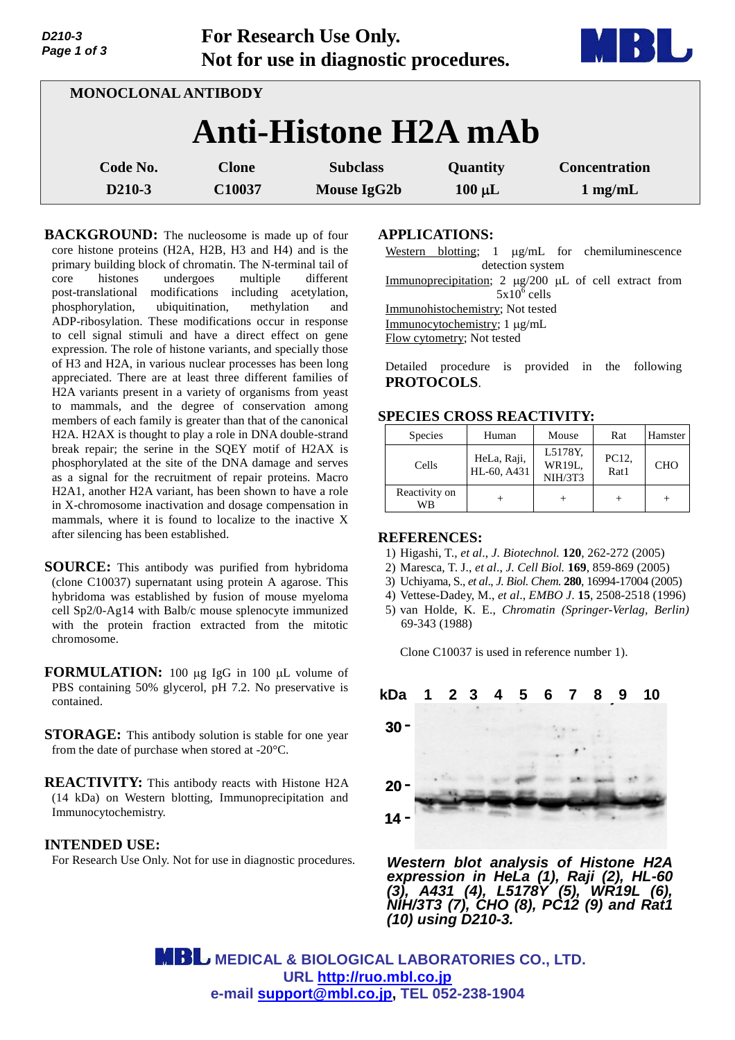**For Research Use Only.**
**Not for use in diagnostic procedures.**

MONOCLONAL ANTIBODY

# Anti-Histone H2A mAb

| Code No. | Clone | Subclass | Quantity | Concentration |
|---|---|---|---|---|
| D210-3 | C10037 | Mouse IgG2b | 100 µL | 1 mg/mL |

**BACKGROUND:** The nucleosome is made up of four core histone proteins (H2A, H2B, H3 and H4) and is the primary building block of chromatin. The N-terminal tail of core histones undergoes multiple different post-translational modifications including acetylation, phosphorylation, ubiquitination, methylation and ADP-ribosylation. These modifications occur in response to cell signal stimuli and have a direct effect on gene expression. The role of histone variants, and specially those of H3 and H2A, in various nuclear processes has been long appreciated. There are at least three different families of H2A variants present in a variety of organisms from yeast to mammals, and the degree of conservation among members of each family is greater than that of the canonical H2A. H2AX is thought to play a role in DNA double-strand break repair; the serine in the SQEY motif of H2AX is phosphorylated at the site of the DNA damage and serves as a signal for the recruitment of repair proteins. Macro H2A1, another H2A variant, has been shown to have a role in X-chromosome inactivation and dosage compensation in mammals, where it is found to localize to the inactive X after silencing has been established.

**SOURCE:** This antibody was purified from hybridoma (clone C10037) supernatant using protein A agarose. This hybridoma was established by fusion of mouse myeloma cell Sp2/0-Ag14 with Balb/c mouse splenocyte immunized with the protein fraction extracted from the mitotic chromosome.

**FORMULATION:** 100 µg IgG in 100 µL volume of PBS containing 50% glycerol, pH 7.2. No preservative is contained.

**STORAGE:** This antibody solution is stable for one year from the date of purchase when stored at -20°C.

**REACTIVITY:** This antibody reacts with Histone H2A (14 kDa) on Western blotting, Immunoprecipitation and Immunocytochemistry.

**INTENDED USE:**

For Research Use Only. Not for use in diagnostic procedures.

**APPLICATIONS:**

Western blotting; 1 µg/mL for chemiluminescence detection system
Immunoprecipitation; 2 µg/200 µL of cell extract from $5 \times 10^6$ cells
Immunohistochemistry; Not tested
Immunocytochemistry; 1 µg/mL
Flow cytometry; Not tested

Detailed procedure is provided in the following **PROTOCOLS**.

**SPECIES CROSS REACTIVITY:**

| Species | Human | Mouse | Rat | Hamster |
|---|---|---|---|---|
| Cells | HeLa, Raji, HL-60, A431 | L5178Y, WR19L, NIH/3T3 | PC12, Rat1 | CHO |
| Reactivity on WB | + | + | + | + |

**REFERENCES:**

1) Higashi, T., *et al*., *J. Biotechnol.* **120**, 262-272 (2005)
2) Maresca, T. J., *et al*., *J. Cell Biol.* **169**, 859-869 (2005)
3) Uchiyama, S., *et al*., *J. Biol. Chem.* **280**, 16994-17004 (2005)
4) Vettese-Dadey, M., *et al*., *EMBO J*. **15**, 2508-2518 (1996)
5) van Holde, K. E., *Chromatin (Springer-Verlag, Berlin)* 69-343 (1988)

Clone C10037 is used in reference number 1).

***Western blot analysis of Histone H2A expression in HeLa (1), Raji (2), HL-60 (3), A431 (4), L5178Y (5), WR19L (6), NIH/3T3 (7), CHO (8), PC12 (9) and Rat1 (10) using D210-3.***

**MEDICAL & BIOLOGICAL LABORATORIES CO., LTD.**
**URL http://ruo.mbl.co.jp**
**e-mail support@mbl.co.jp, TEL 052-238-1904**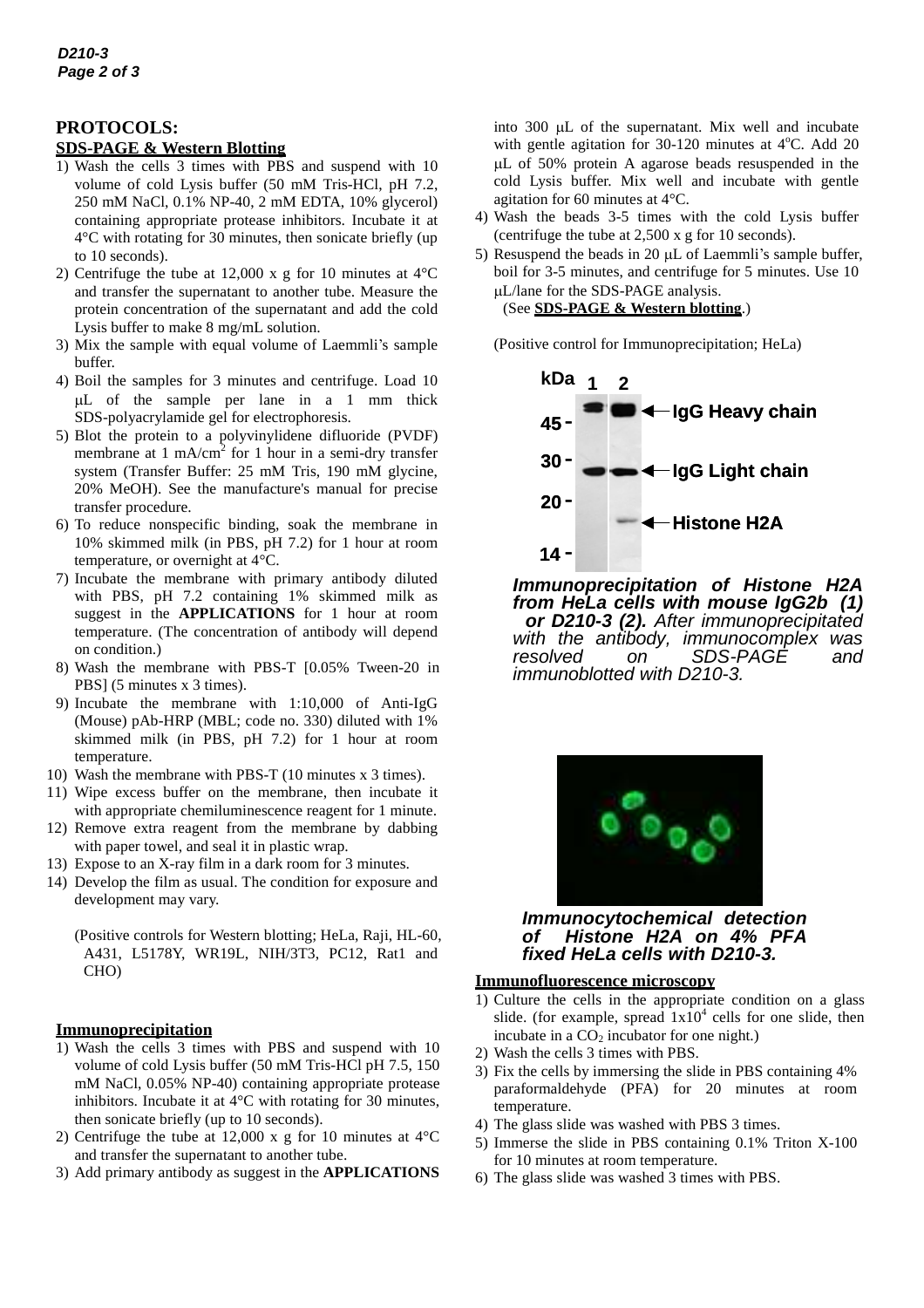## PROTOCOLS:

### SDS-PAGE & Western Blotting

1) Wash the cells 3 times with PBS and suspend with 10 volume of cold Lysis buffer (50 mM Tris-HCl, pH 7.2, 250 mM NaCl, 0.1% NP-40, 2 mM EDTA, 10% glycerol) containing appropriate protease inhibitors. Incubate it at 4°C with rotating for 30 minutes, then sonicate briefly (up to 10 seconds).
2) Centrifuge the tube at 12,000 x g for 10 minutes at 4°C and transfer the supernatant to another tube. Measure the protein concentration of the supernatant and add the cold Lysis buffer to make 8 mg/mL solution.
3) Mix the sample with equal volume of Laemmli's sample buffer.
4) Boil the samples for 3 minutes and centrifuge. Load 10 μL of the sample per lane in a 1 mm thick SDS-polyacrylamide gel for electrophoresis.
5) Blot the protein to a polyvinylidene difluoride (PVDF) membrane at 1 mA/$cm^2$ for 1 hour in a semi-dry transfer system (Transfer Buffer: 25 mM Tris, 190 mM glycine, 20% MeOH). See the manufacture's manual for precise transfer procedure.
6) To reduce nonspecific binding, soak the membrane in 10% skimmed milk (in PBS, pH 7.2) for 1 hour at room temperature, or overnight at 4°C.
7) Incubate the membrane with primary antibody diluted with PBS, pH 7.2 containing 1% skimmed milk as suggest in the **APPLICATIONS** for 1 hour at room temperature. (The concentration of antibody will depend on condition.)
8) Wash the membrane with PBS-T [0.05% Tween-20 in PBS] (5 minutes x 3 times).
9) Incubate the membrane with 1:10,000 of Anti-IgG (Mouse) pAb-HRP (MBL; code no. 330) diluted with 1% skimmed milk (in PBS, pH 7.2) for 1 hour at room temperature.
10) Wash the membrane with PBS-T (10 minutes x 3 times).
11) Wipe excess buffer on the membrane, then incubate it with appropriate chemiluminescence reagent for 1 minute.
12) Remove extra reagent from the membrane by dabbing with paper towel, and seal it in plastic wrap.
13) Expose to an X-ray film in a dark room for 3 minutes.
14) Develop the film as usual. The condition for exposure and development may vary.

(Positive controls for Western blotting; HeLa, Raji, HL-60, A431, L5178Y, WR19L, NIH/3T3, PC12, Rat1 and CHO)

### Immunoprecipitation

1) Wash the cells 3 times with PBS and suspend with 10 volume of cold Lysis buffer (50 mM Tris-HCl pH 7.5, 150 mM NaCl, 0.05% NP-40) containing appropriate protease inhibitors. Incubate it at 4°C with rotating for 30 minutes, then sonicate briefly (up to 10 seconds).
2) Centrifuge the tube at 12,000 x g for 10 minutes at 4°C and transfer the supernatant to another tube.
3) Add primary antibody as suggest in the **APPLICATIONS** into 300 μL of the supernatant. Mix well and incubate with gentle agitation for 30-120 minutes at 4°C. Add 20 μL of 50% protein A agarose beads resuspended in the cold Lysis buffer. Mix well and incubate with gentle agitation for 60 minutes at 4°C.
4) Wash the beads 3-5 times with the cold Lysis buffer (centrifuge the tube at 2,500 x g for 10 seconds).
5) Resuspend the beads in 20 μL of Laemmli's sample buffer, boil for 3-5 minutes, and centrifuge for 5 minutes. Use 10 μL/lane for the SDS-PAGE analysis.
   (See **SDS-PAGE & Western blotting**.)

(Positive control for Immunoprecipitation; HeLa)

***Immunoprecipitation of Histone H2A from HeLa cells with mouse IgG2b (1) or D210-3 (2).*** *After immunoprecipitated with the antibody, immunocomplex was resolved on SDS-PAGE and immunoblotted with D210-3.*

***Immunocytochemical detection of Histone H2A on 4% PFA fixed HeLa cells with D210-3.***

### Immunofluorescence microscopy

1) Culture the cells in the appropriate condition on a glass slide. (for example, spread $1x10^4$ cells for one slide, then incubate in a $CO_2$ incubator for one night.)
2) Wash the cells 3 times with PBS.
3) Fix the cells by immersing the slide in PBS containing 4% paraformaldehyde (PFA) for 20 minutes at room temperature.
4) The glass slide was washed with PBS 3 times.
5) Immerse the slide in PBS containing 0.1% Triton X-100 for 10 minutes at room temperature.
6) The glass slide was washed 3 times with PBS.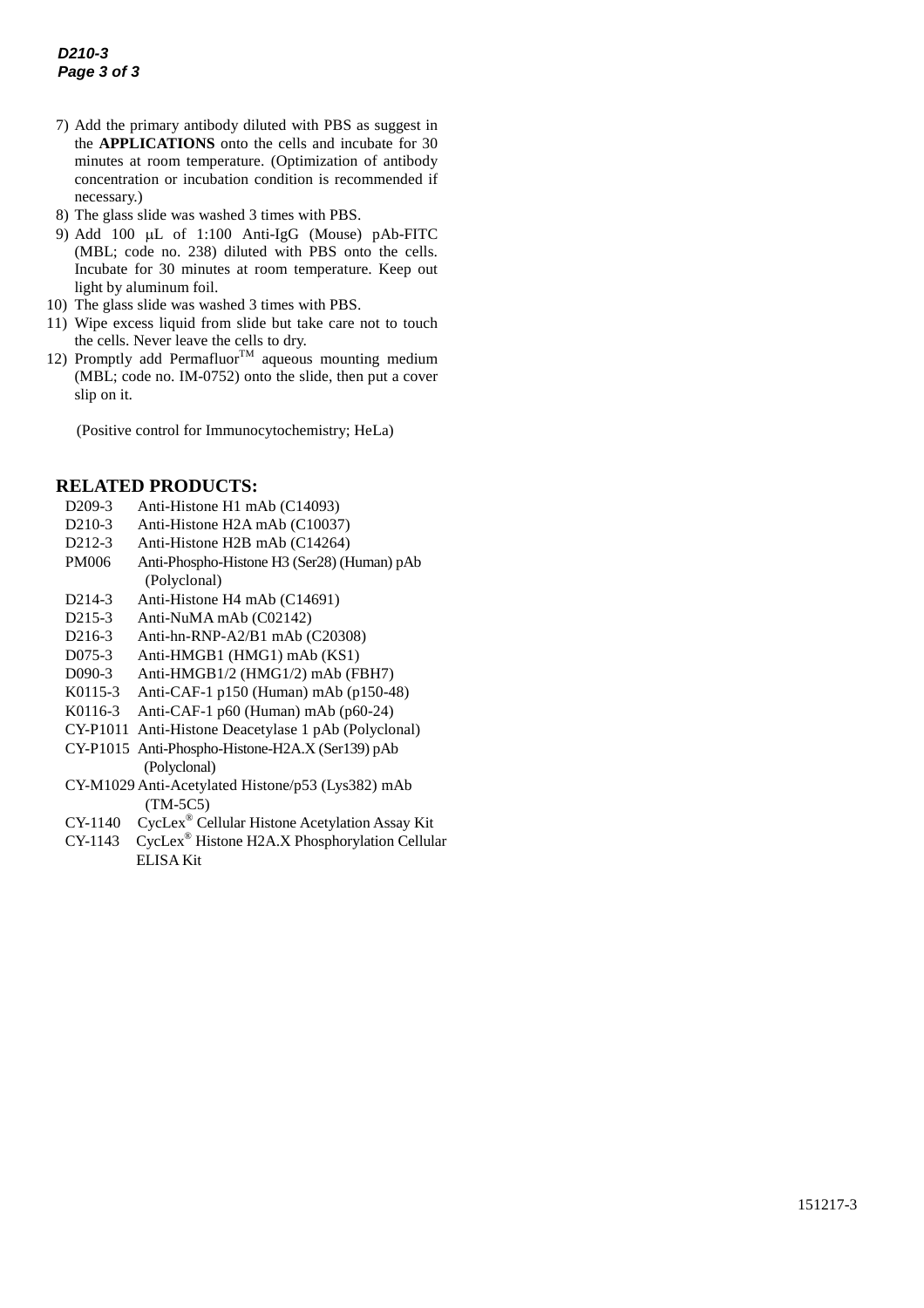7) Add the primary antibody diluted with PBS as suggest in the **APPLICATIONS** onto the cells and incubate for 30 minutes at room temperature. (Optimization of antibody concentration or incubation condition is recommended if necessary.)
8) The glass slide was washed 3 times with PBS.
9) Add 100 μL of 1:100 Anti-IgG (Mouse) pAb-FITC (MBL; code no. 238) diluted with PBS onto the cells. Incubate for 30 minutes at room temperature. Keep out light by aluminum foil.
10) The glass slide was washed 3 times with PBS.
11) Wipe excess liquid from slide but take care not to touch the cells. Never leave the cells to dry.
12) Promptly add Permafluor$^{TM}$ aqueous mounting medium (MBL; code no. IM-0752) onto the slide, then put a cover slip on it.

(Positive control for Immunocytochemistry; HeLa)

## RELATED PRODUCTS:

| | |
|---|---|
| D209-3 | Anti-Histone H1 mAb (C14093) |
| D210-3 | Anti-Histone H2A mAb (C10037) |
| D212-3 | Anti-Histone H2B mAb (C14264) |
| PM006 | Anti-Phospho-Histone H3 (Ser28) (Human) pAb (Polyclonal) |
| D214-3 | Anti-Histone H4 mAb (C14691) |
| D215-3 | Anti-NuMA mAb (C02142) |
| D216-3 | Anti-hn-RNP-A2/B1 mAb (C20308) |
| D075-3 | Anti-HMGB1 (HMG1) mAb (KS1) |
| D090-3 | Anti-HMGB1/2 (HMG1/2) mAb (FBH7) |
| K0115-3 | Anti-CAF-1 p150 (Human) mAb (p150-48) |
| K0116-3 | Anti-CAF-1 p60 (Human) mAb (p60-24) |
| CY-P1011 | Anti-Histone Deacetylase 1 pAb (Polyclonal) |
| CY-P1015 | Anti-Phospho-Histone-H2A.X (Ser139) pAb (Polyclonal) |
| CY-M1029 | Anti-Acetylated Histone/p53 (Lys382) mAb (TM-5C5) |
| CY-1140 | CycLex® Cellular Histone Acetylation Assay Kit |
| CY-1143 | CycLex® Histone H2A.X Phosphorylation Cellular ELISA Kit |

151217-3